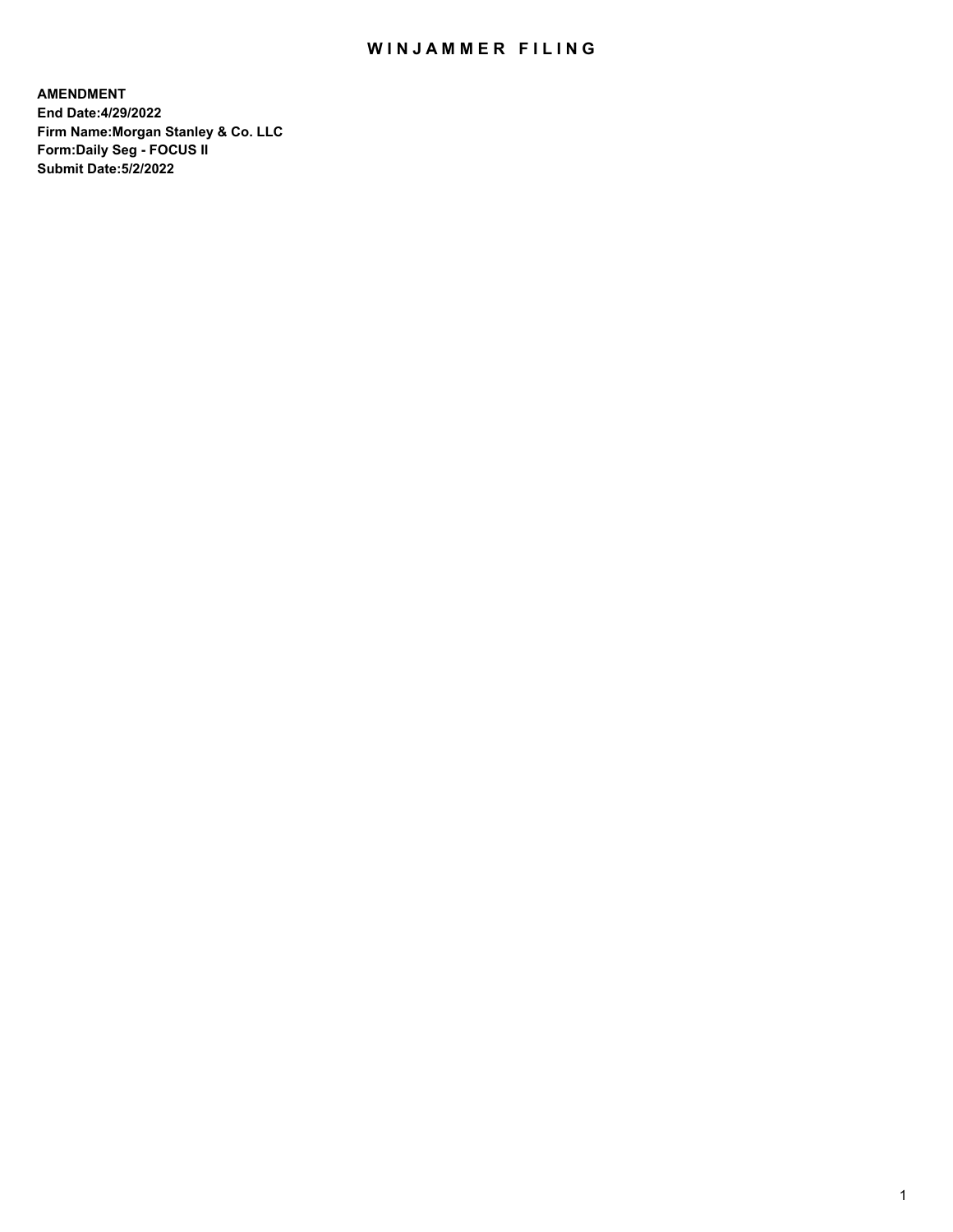# WINJAMMER FILING

**AMENDMENT**
**End Date:4/29/2022**
**Firm Name:Morgan Stanley & Co. LLC**
**Form:Daily Seg - FOCUS II**
**Submit Date:5/2/2022**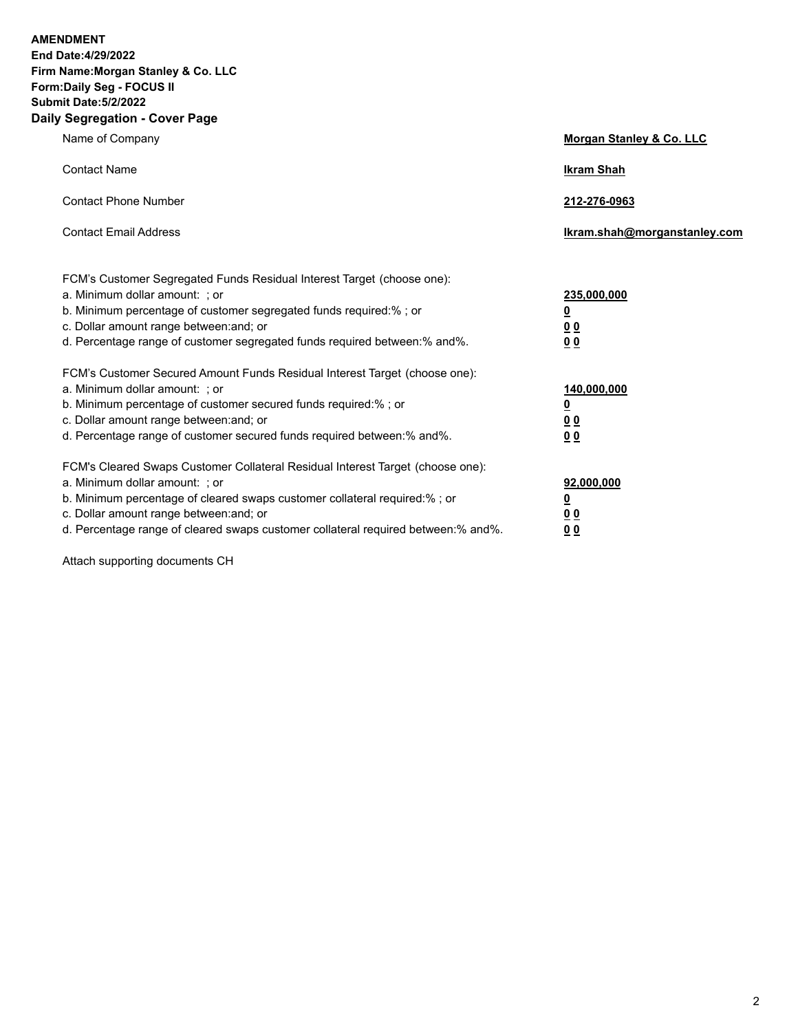**AMENDMENT**
**End Date:4/29/2022**
**Firm Name:Morgan Stanley & Co. LLC**
**Form:Daily Seg - FOCUS II**
**Submit Date:5/2/2022**

## Daily Segregation - Cover Page

| | |
|---|---|
| Name of Company | **Morgan Stanley & Co. LLC** |
| Contact Name | **Ikram Shah** |
| Contact Phone Number | **212-276-0963** |
| Contact Email Address | **Ikram.shah@morganstanley.com** |

| | |
|---|---|
| FCM's Customer Segregated Funds Residual Interest Target (choose one): | |
| a. Minimum dollar amount: ; or | **235,000,000** |
| b. Minimum percentage of customer segregated funds required:% ; or | **0** |
| c. Dollar amount range between:and; or | **0 0** |
| d. Percentage range of customer segregated funds required between:% and%. | **0 0** |
| FCM's Customer Secured Amount Funds Residual Interest Target (choose one): | |
| a. Minimum dollar amount: ; or | **140,000,000** |
| b. Minimum percentage of customer secured funds required:% ; or | **0** |
| c. Dollar amount range between:and; or | **0 0** |
| d. Percentage range of customer secured funds required between:% and%. | **0 0** |
| FCM's Cleared Swaps Customer Collateral Residual Interest Target (choose one): | |
| a. Minimum dollar amount: ; or | **92,000,000** |
| b. Minimum percentage of cleared swaps customer collateral required:% ; or | **0** |
| c. Dollar amount range between:and; or | **0 0** |
| d. Percentage range of cleared swaps customer collateral required between:% and%. | **0 0** |

Attach supporting documents CH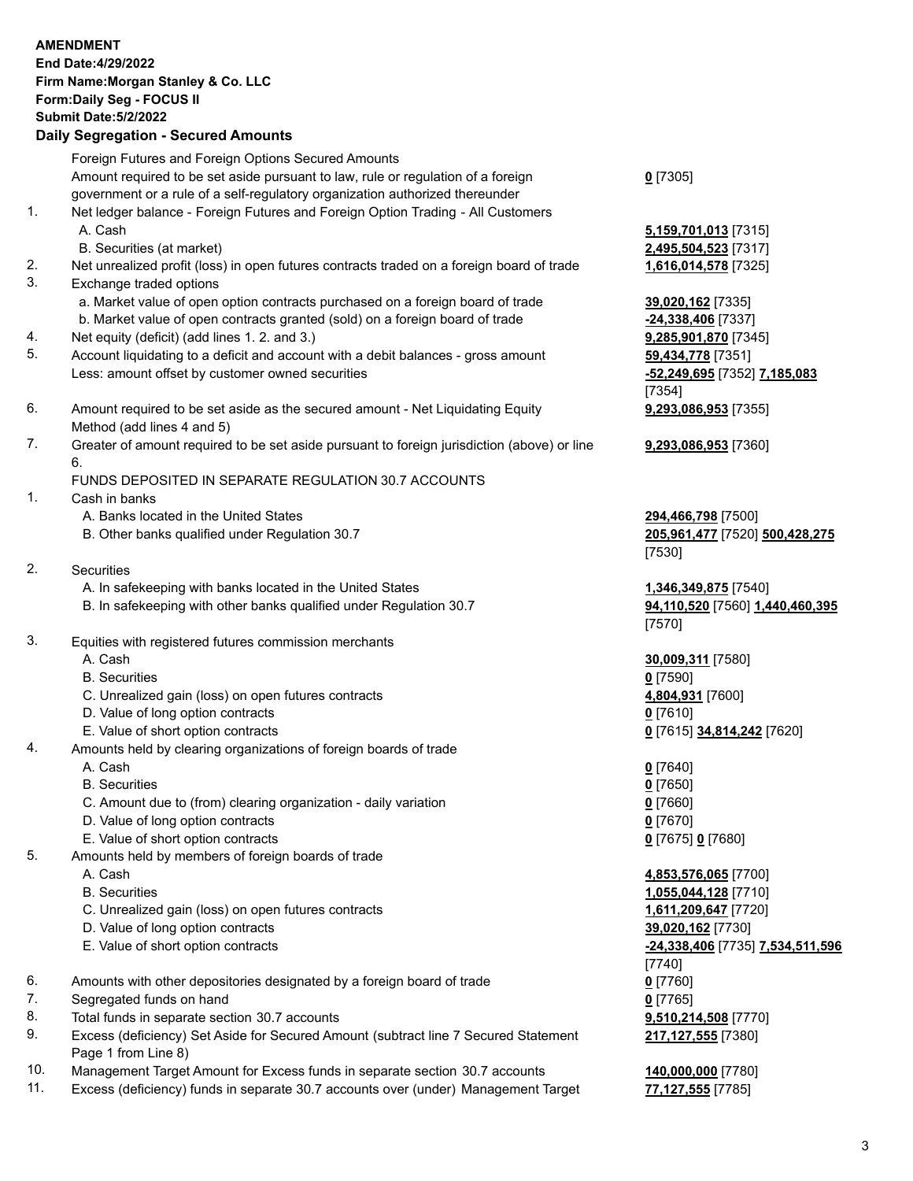**AMENDMENT**
**End Date:4/29/2022**
**Firm Name:Morgan Stanley & Co. LLC**
**Form:Daily Seg - FOCUS II**
**Submit Date:5/2/2022**

## Daily Segregation - Secured Amounts

| | | |
|---|---|---|
| | Foreign Futures and Foreign Options Secured Amounts | |
| | Amount required to be set aside pursuant to law, rule or regulation of a foreign government or a rule of a self-regulatory organization authorized thereunder | **0** [7305] |
| 1. | Net ledger balance - Foreign Futures and Foreign Option Trading - All Customers | |
| | A. Cash | **5,159,701,013** [7315] |
| | B. Securities (at market) | **2,495,504,523** [7317] |
| 2. | Net unrealized profit (loss) in open futures contracts traded on a foreign board of trade | **1,616,014,578** [7325] |
| 3. | Exchange traded options | |
| | a. Market value of open option contracts purchased on a foreign board of trade | **39,020,162** [7335] |
| | b. Market value of open contracts granted (sold) on a foreign board of trade | **-24,338,406** [7337] |
| 4. | Net equity (deficit) (add lines 1. 2. and 3.) | **9,285,901,870** [7345] |
| 5. | Account liquidating to a deficit and account with a debit balances - gross amount | **59,434,778** [7351] |
| | Less: amount offset by customer owned securities | **-52,249,695** [7352] **7,185,083** [7354] |
| 6. | Amount required to be set aside as the secured amount - Net Liquidating Equity Method (add lines 4 and 5) | **9,293,086,953** [7355] |
| 7. | Greater of amount required to be set aside pursuant to foreign jurisdiction (above) or line 6. | **9,293,086,953** [7360] |
| | FUNDS DEPOSITED IN SEPARATE REGULATION 30.7 ACCOUNTS | |
| 1. | Cash in banks | |
| | A. Banks located in the United States | **294,466,798** [7500] |
| | B. Other banks qualified under Regulation 30.7 | **205,961,477** [7520] **500,428,275** [7530] |
| 2. | Securities | |
| | A. In safekeeping with banks located in the United States | **1,346,349,875** [7540] |
| | B. In safekeeping with other banks qualified under Regulation 30.7 | **94,110,520** [7560] **1,440,460,395** [7570] |
| 3. | Equities with registered futures commission merchants | |
| | A. Cash | **30,009,311** [7580] |
| | B. Securities | **0** [7590] |
| | C. Unrealized gain (loss) on open futures contracts | **4,804,931** [7600] |
| | D. Value of long option contracts | **0** [7610] |
| | E. Value of short option contracts | **0** [7615] **34,814,242** [7620] |
| 4. | Amounts held by clearing organizations of foreign boards of trade | |
| | A. Cash | **0** [7640] |
| | B. Securities | **0** [7650] |
| | C. Amount due to (from) clearing organization - daily variation | **0** [7660] |
| | D. Value of long option contracts | **0** [7670] |
| | E. Value of short option contracts | **0** [7675] **0** [7680] |
| 5. | Amounts held by members of foreign boards of trade | |
| | A. Cash | **4,853,576,065** [7700] |
| | B. Securities | **1,055,044,128** [7710] |
| | C. Unrealized gain (loss) on open futures contracts | **1,611,209,647** [7720] |
| | D. Value of long option contracts | **39,020,162** [7730] |
| | E. Value of short option contracts | **-24,338,406** [7735] **7,534,511,596** [7740] |
| 6. | Amounts with other depositories designated by a foreign board of trade | **0** [7760] |
| 7. | Segregated funds on hand | **0** [7765] |
| 8. | Total funds in separate section 30.7 accounts | **9,510,214,508** [7770] |
| 9. | Excess (deficiency) Set Aside for Secured Amount (subtract line 7 Secured Statement Page 1 from Line 8) | **217,127,555** [7380] |
| 10. | Management Target Amount for Excess funds in separate section 30.7 accounts | **140,000,000** [7780] |
| 11. | Excess (deficiency) funds in separate 30.7 accounts over (under) Management Target | **77,127,555** [7785] |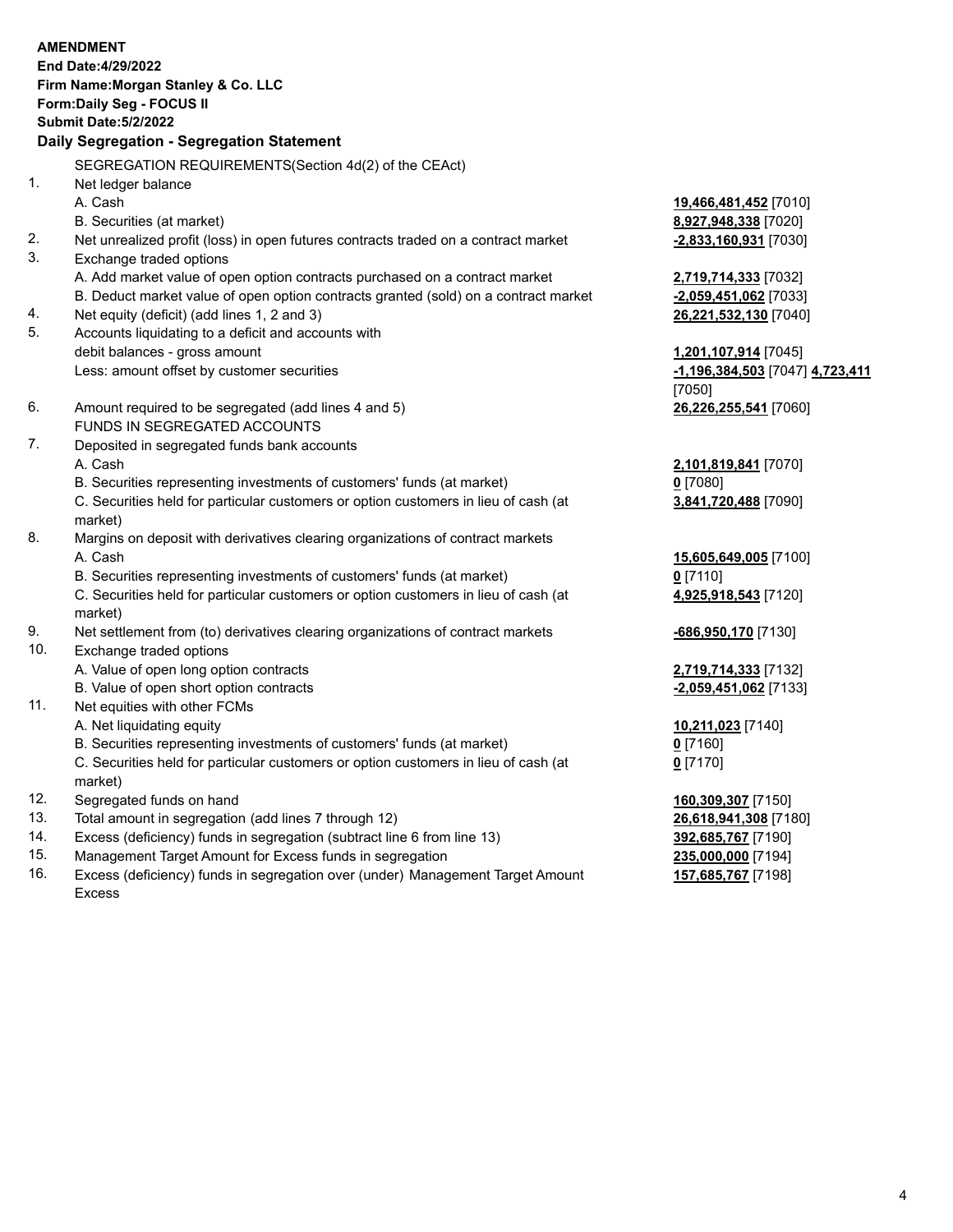**AMENDMENT**
**End Date:4/29/2022**
**Firm Name:Morgan Stanley & Co. LLC**
**Form:Daily Seg - FOCUS II**
**Submit Date:5/2/2022**

## Daily Segregation - Segregation Statement

SEGREGATION REQUIREMENTS(Section 4d(2) of the CEAct)

| | | |
|---|---|---|
| 1. | Net ledger balance | |
| | A. Cash | **19,466,481,452** [7010] |
| | B. Securities (at market) | **8,927,948,338** [7020] |
| 2. | Net unrealized profit (loss) in open futures contracts traded on a contract market | **-2,833,160,931** [7030] |
| 3. | Exchange traded options | |
| | A. Add market value of open option contracts purchased on a contract market | **2,719,714,333** [7032] |
| | B. Deduct market value of open option contracts granted (sold) on a contract market | **-2,059,451,062** [7033] |
| 4. | Net equity (deficit) (add lines 1, 2 and 3) | **26,221,532,130** [7040] |
| 5. | Accounts liquidating to a deficit and accounts with debit balances - gross amount | **1,201,107,914** [7045] |
| | Less: amount offset by customer securities | **-1,196,384,503** [7047] **4,723,411** [7050] |
| 6. | Amount required to be segregated (add lines 4 and 5) | **26,226,255,541** [7060] |
| | FUNDS IN SEGREGATED ACCOUNTS | |
| 7. | Deposited in segregated funds bank accounts | |
| | A. Cash | **2,101,819,841** [7070] |
| | B. Securities representing investments of customers' funds (at market) | **0** [7080] |
| | C. Securities held for particular customers or option customers in lieu of cash (at market) | **3,841,720,488** [7090] |
| 8. | Margins on deposit with derivatives clearing organizations of contract markets | |
| | A. Cash | **15,605,649,005** [7100] |
| | B. Securities representing investments of customers' funds (at market) | **0** [7110] |
| | C. Securities held for particular customers or option customers in lieu of cash (at market) | **4,925,918,543** [7120] |
| 9. | Net settlement from (to) derivatives clearing organizations of contract markets | **-686,950,170** [7130] |
| 10. | Exchange traded options | |
| | A. Value of open long option contracts | **2,719,714,333** [7132] |
| | B. Value of open short option contracts | **-2,059,451,062** [7133] |
| 11. | Net equities with other FCMs | |
| | A. Net liquidating equity | **10,211,023** [7140] |
| | B. Securities representing investments of customers' funds (at market) | **0** [7160] |
| | C. Securities held for particular customers or option customers in lieu of cash (at market) | **0** [7170] |
| 12. | Segregated funds on hand | **160,309,307** [7150] |
| 13. | Total amount in segregation (add lines 7 through 12) | **26,618,941,308** [7180] |
| 14. | Excess (deficiency) funds in segregation (subtract line 6 from line 13) | **392,685,767** [7190] |
| 15. | Management Target Amount for Excess funds in segregation | **235,000,000** [7194] |
| 16. | Excess (deficiency) funds in segregation over (under) Management Target Amount Excess | **157,685,767** [7198] |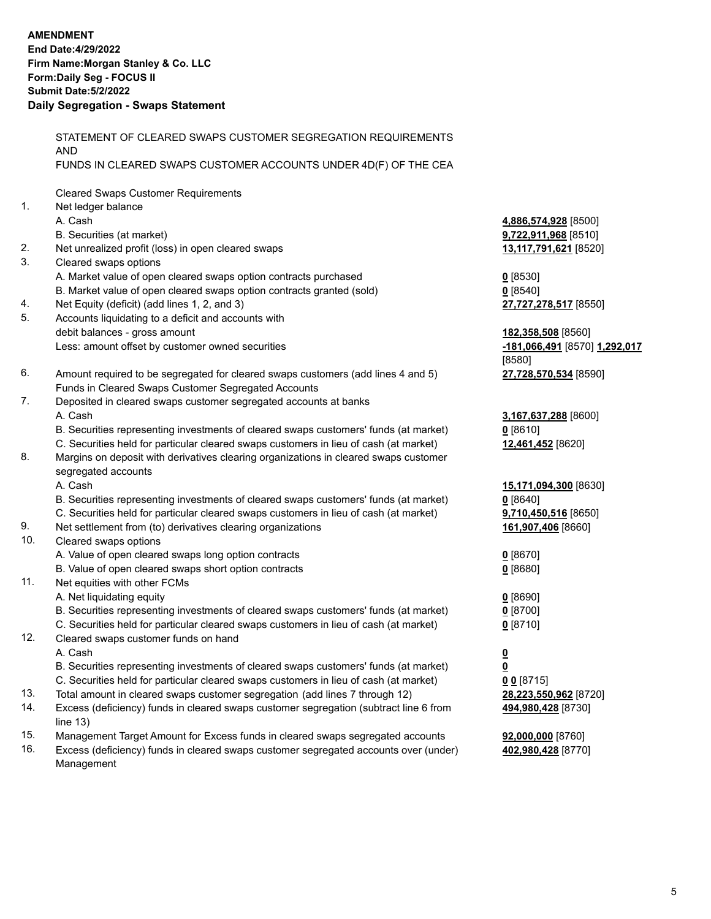**AMENDMENT**
**End Date:4/29/2022**
**Firm Name:Morgan Stanley & Co. LLC**
**Form:Daily Seg - FOCUS II**
**Submit Date:5/2/2022**
**Daily Segregation - Swaps Statement**

STATEMENT OF CLEARED SWAPS CUSTOMER SEGREGATION REQUIREMENTS AND
FUNDS IN CLEARED SWAPS CUSTOMER ACCOUNTS UNDER 4D(F) OF THE CEA

| | | |
|---|---|---|
| | Cleared Swaps Customer Requirements | |
| 1. | Net ledger balance | |
| | A. Cash | **4,886,574,928** [8500] |
| | B. Securities (at market) | **9,722,911,968** [8510] |
| 2. | Net unrealized profit (loss) in open cleared swaps | **13,117,791,621** [8520] |
| 3. | Cleared swaps options | |
| | A. Market value of open cleared swaps option contracts purchased | **0** [8530] |
| | B. Market value of open cleared swaps option contracts granted (sold) | **0** [8540] |
| 4. | Net Equity (deficit) (add lines 1, 2, and 3) | **27,727,278,517** [8550] |
| 5. | Accounts liquidating to a deficit and accounts with debit balances - gross amount | **182,358,508** [8560] |
| | Less: amount offset by customer owned securities | **-181,066,491** [8570] **1,292,017** [8580] |
| 6. | Amount required to be segregated for cleared swaps customers (add lines 4 and 5) | **27,728,570,534** [8590] |
| | Funds in Cleared Swaps Customer Segregated Accounts | |
| 7. | Deposited in cleared swaps customer segregated accounts at banks | |
| | A. Cash | **3,167,637,288** [8600] |
| | B. Securities representing investments of cleared swaps customers' funds (at market) | **0** [8610] |
| | C. Securities held for particular cleared swaps customers in lieu of cash (at market) | **12,461,452** [8620] |
| 8. | Margins on deposit with derivatives clearing organizations in cleared swaps customer segregated accounts | |
| | A. Cash | **15,171,094,300** [8630] |
| | B. Securities representing investments of cleared swaps customers' funds (at market) | **0** [8640] |
| | C. Securities held for particular cleared swaps customers in lieu of cash (at market) | **9,710,450,516** [8650] |
| 9. | Net settlement from (to) derivatives clearing organizations | **161,907,406** [8660] |
| 10. | Cleared swaps options | |
| | A. Value of open cleared swaps long option contracts | **0** [8670] |
| | B. Value of open cleared swaps short option contracts | **0** [8680] |
| 11. | Net equities with other FCMs | |
| | A. Net liquidating equity | **0** [8690] |
| | B. Securities representing investments of cleared swaps customers' funds (at market) | **0** [8700] |
| | C. Securities held for particular cleared swaps customers in lieu of cash (at market) | **0** [8710] |
| 12. | Cleared swaps customer funds on hand | |
| | A. Cash | **0** |
| | B. Securities representing investments of cleared swaps customers' funds (at market) | **0** |
| | C. Securities held for particular cleared swaps customers in lieu of cash (at market) | **0** **0** [8715] |
| 13. | Total amount in cleared swaps customer segregation (add lines 7 through 12) | **28,223,550,962** [8720] |
| 14. | Excess (deficiency) funds in cleared swaps customer segregation (subtract line 6 from line 13) | **494,980,428** [8730] |
| 15. | Management Target Amount for Excess funds in cleared swaps segregated accounts | **92,000,000** [8760] |
| 16. | Excess (deficiency) funds in cleared swaps customer segregated accounts over (under) Management | **402,980,428** [8770] |